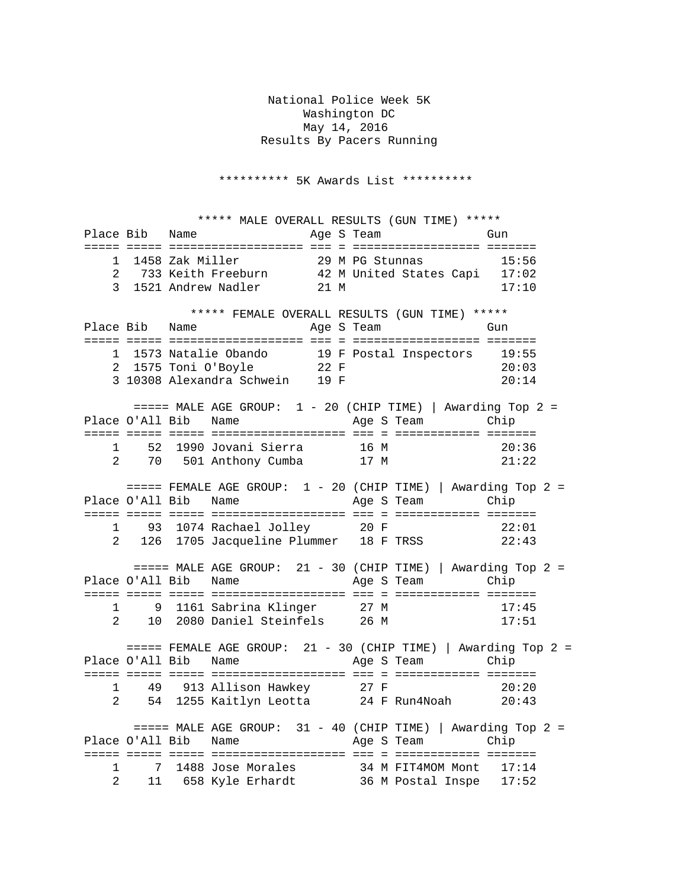National Police Week 5K
Washington DC
May 14, 2016
Results By Pacers Running

********** 5K Awards List **********

***** MALE OVERALL RESULTS (GUN TIME) *****

| Place | Bib | Name | Age | S | Team | Gun |
|---|---|---|---|---|---|---|
| 1 | 1458 | Zak Miller | 29 | M | PG Stunnas | 15:56 |
| 2 | 733 | Keith Freeburn | 42 | M | United States Capi | 17:02 |
| 3 | 1521 | Andrew Nadler | 21 | M | | 17:10 |

***** FEMALE OVERALL RESULTS (GUN TIME) *****

| Place | Bib | Name | Age | S | Team | Gun |
|---|---|---|---|---|---|---|
| 1 | 1573 | Natalie Obando | 19 | F | Postal Inspectors | 19:55 |
| 2 | 1575 | Toni O'Boyle | 22 | F | | 20:03 |
| 3 | 10308 | Alexandra Schwein | 19 | F | | 20:14 |

===== MALE AGE GROUP: 1 - 20 (CHIP TIME) | Awarding Top 2 =

| Place | O'All | Bib | Name | Age | S | Team | Chip |
|---|---|---|---|---|---|---|---|
| 1 | 52 | 1990 | Jovani Sierra | 16 | M | | 20:36 |
| 2 | 70 | 501 | Anthony Cumba | 17 | M | | 21:22 |

===== FEMALE AGE GROUP: 1 - 20 (CHIP TIME) | Awarding Top 2 =

| Place | O'All | Bib | Name | Age | S | Team | Chip |
|---|---|---|---|---|---|---|---|
| 1 | 93 | 1074 | Rachael Jolley | 20 | F | | 22:01 |
| 2 | 126 | 1705 | Jacqueline Plummer | 18 | F | TRSS | 22:43 |

===== MALE AGE GROUP: 21 - 30 (CHIP TIME) | Awarding Top 2 =

| Place | O'All | Bib | Name | Age | S | Team | Chip |
|---|---|---|---|---|---|---|---|
| 1 | 9 | 1161 | Sabrina Klinger | 27 | M | | 17:45 |
| 2 | 10 | 2080 | Daniel Steinfels | 26 | M | | 17:51 |

===== FEMALE AGE GROUP: 21 - 30 (CHIP TIME) | Awarding Top 2 =

| Place | O'All | Bib | Name | Age | S | Team | Chip |
|---|---|---|---|---|---|---|---|
| 1 | 49 | 913 | Allison Hawkey | 27 | F | | 20:20 |
| 2 | 54 | 1255 | Kaitlyn Leotta | 24 | F | Run4Noah | 20:43 |

===== MALE AGE GROUP: 31 - 40 (CHIP TIME) | Awarding Top 2 =

| Place | O'All | Bib | Name | Age | S | Team | Chip |
|---|---|---|---|---|---|---|---|
| 1 | 7 | 1488 | Jose Morales | 34 | M | FIT4MOM Mont | 17:14 |
| 2 | 11 | 658 | Kyle Erhardt | 36 | M | Postal Inspe | 17:52 |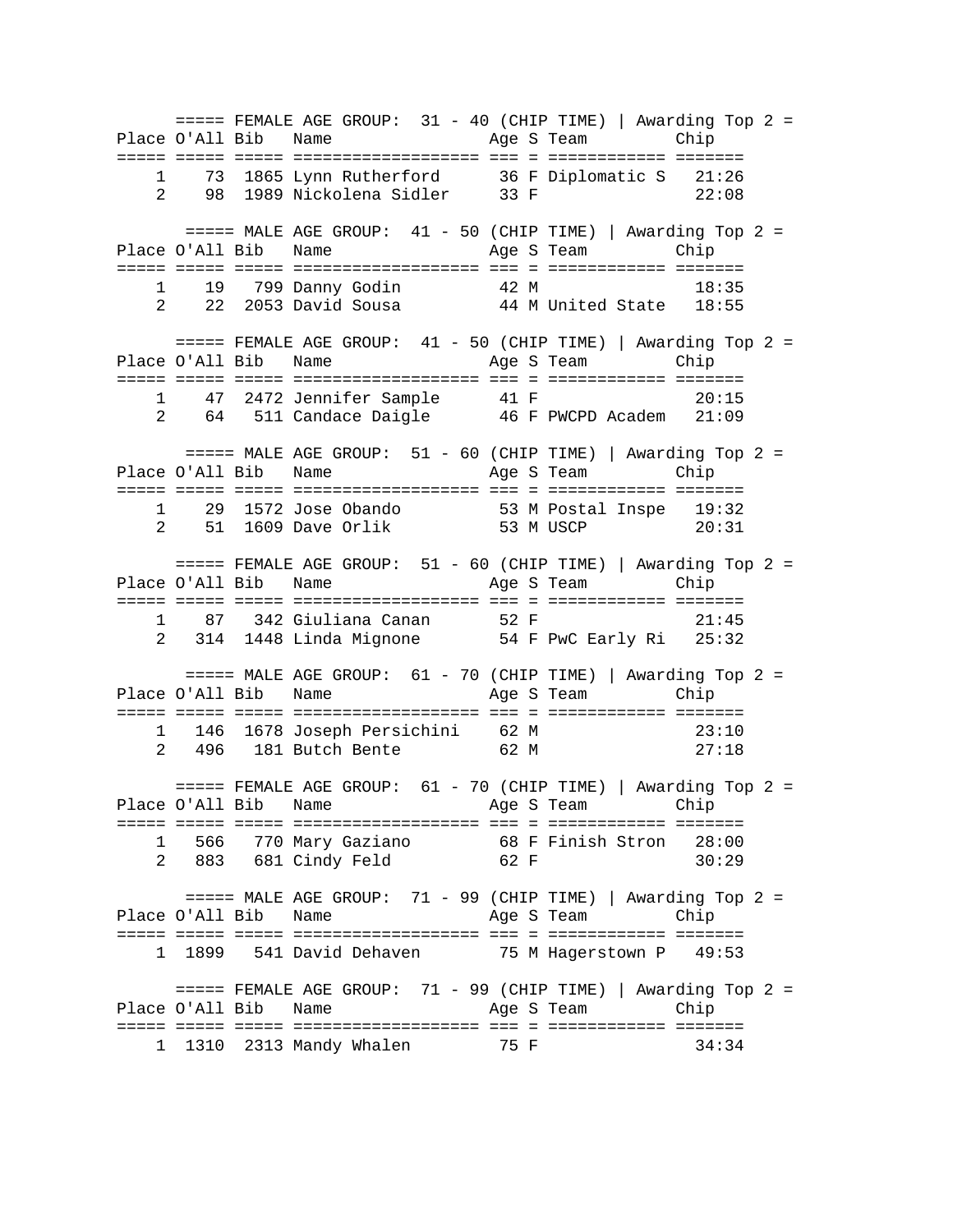===== FEMALE AGE GROUP: 31 - 40 (CHIP TIME) | Awarding Top 2 =

| Place | O'All | Bib | Name | Age | S | Team | Chip |
|---|---|---|---|---|---|---|---|
| 1 | 73 | 1865 | Lynn Rutherford | 36 | F | Diplomatic S | 21:26 |
| 2 | 98 | 1989 | Nickolena Sidler | 33 | F | | 22:08 |

===== MALE AGE GROUP: 41 - 50 (CHIP TIME) | Awarding Top 2 =

| Place | O'All | Bib | Name | Age | S | Team | Chip |
|---|---|---|---|---|---|---|---|
| 1 | 19 | 799 | Danny Godin | 42 | M | | 18:35 |
| 2 | 22 | 2053 | David Sousa | 44 | M | United State | 18:55 |

===== FEMALE AGE GROUP: 41 - 50 (CHIP TIME) | Awarding Top 2 =

| Place | O'All | Bib | Name | Age | S | Team | Chip |
|---|---|---|---|---|---|---|---|
| 1 | 47 | 2472 | Jennifer Sample | 41 | F | | 20:15 |
| 2 | 64 | 511 | Candace Daigle | 46 | F | PWCPD Academ | 21:09 |

===== MALE AGE GROUP: 51 - 60 (CHIP TIME) | Awarding Top 2 =

| Place | O'All | Bib | Name | Age | S | Team | Chip |
|---|---|---|---|---|---|---|---|
| 1 | 29 | 1572 | Jose Obando | 53 | M | Postal Inspe | 19:32 |
| 2 | 51 | 1609 | Dave Orlik | 53 | M | USCP | 20:31 |

===== FEMALE AGE GROUP: 51 - 60 (CHIP TIME) | Awarding Top 2 =

| Place | O'All | Bib | Name | Age | S | Team | Chip |
|---|---|---|---|---|---|---|---|
| 1 | 87 | 342 | Giuliana Canan | 52 | F | | 21:45 |
| 2 | 314 | 1448 | Linda Mignone | 54 | F | PwC Early Ri | 25:32 |

===== MALE AGE GROUP: 61 - 70 (CHIP TIME) | Awarding Top 2 =

| Place | O'All | Bib | Name | Age | S | Team | Chip |
|---|---|---|---|---|---|---|---|
| 1 | 146 | 1678 | Joseph Persichini | 62 | M | | 23:10 |
| 2 | 496 | 181 | Butch Bente | 62 | M | | 27:18 |

===== FEMALE AGE GROUP: 61 - 70 (CHIP TIME) | Awarding Top 2 =

| Place | O'All | Bib | Name | Age | S | Team | Chip |
|---|---|---|---|---|---|---|---|
| 1 | 566 | 770 | Mary Gaziano | 68 | F | Finish Stron | 28:00 |
| 2 | 883 | 681 | Cindy Feld | 62 | F | | 30:29 |

===== MALE AGE GROUP: 71 - 99 (CHIP TIME) | Awarding Top 2 =

| Place | O'All | Bib | Name | Age | S | Team | Chip |
|---|---|---|---|---|---|---|---|
| 1 | 1899 | 541 | David Dehaven | 75 | M | Hagerstown P | 49:53 |

===== FEMALE AGE GROUP: 71 - 99 (CHIP TIME) | Awarding Top 2 =

| Place | O'All | Bib | Name | Age | S | Team | Chip |
|---|---|---|---|---|---|---|---|
| 1 | 1310 | 2313 | Mandy Whalen | 75 | F | | 34:34 |